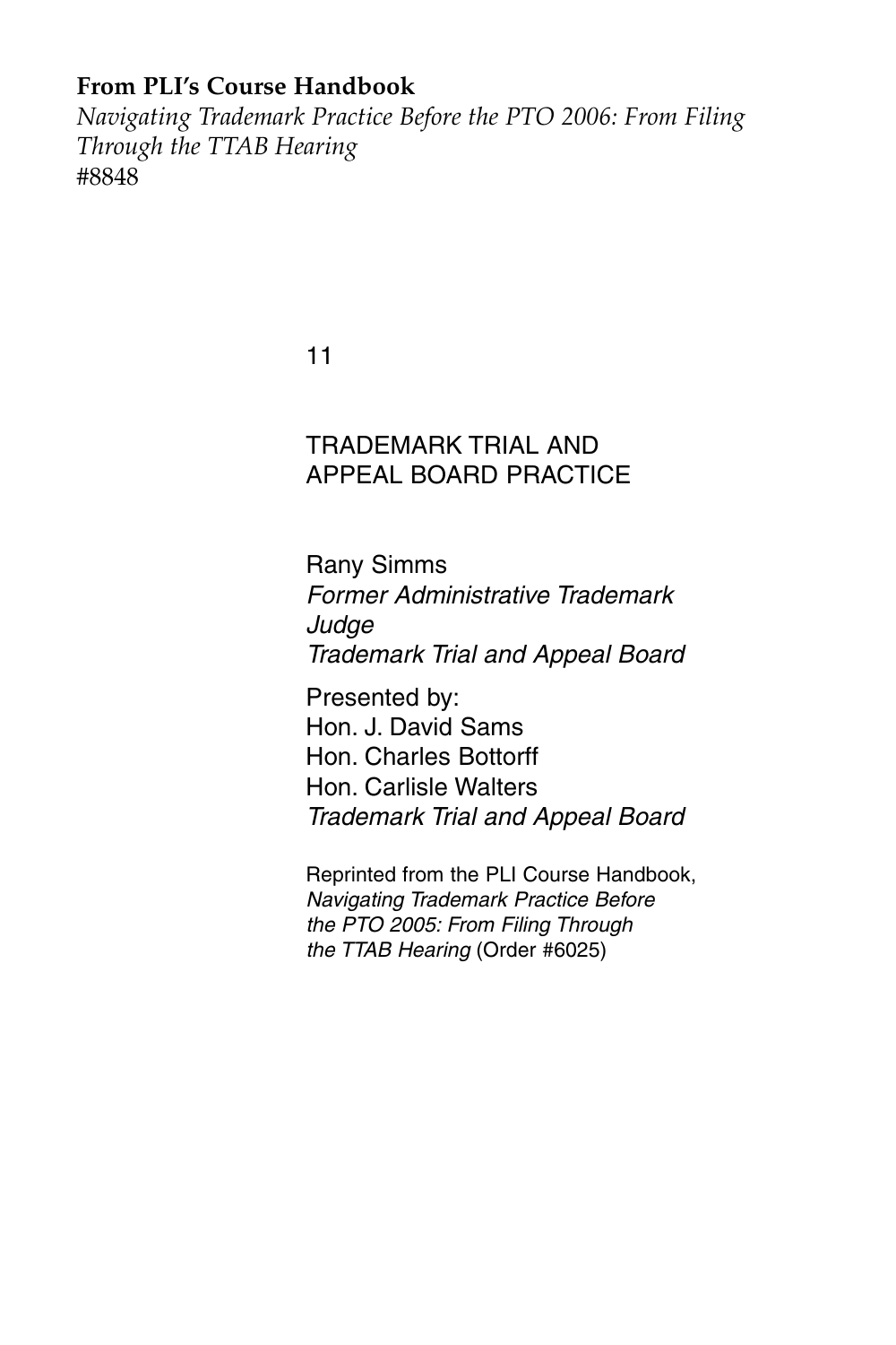**From PLI's Course Handbook**

*Navigating Trademark Practice Before the PTO 2006: From Filing Through the TTAB Hearing*
#8848

11

# TRADEMARK TRIAL AND APPEAL BOARD PRACTICE

Rany Simms
*Former Administrative Trademark Judge*
*Trademark Trial and Appeal Board*

Presented by:
Hon. J. David Sams
Hon. Charles Bottorff
Hon. Carlisle Walters
*Trademark Trial and Appeal Board*

Reprinted from the PLI Course Handbook, *Navigating Trademark Practice Before the PTO 2005: From Filing Through the TTAB Hearing* (Order #6025)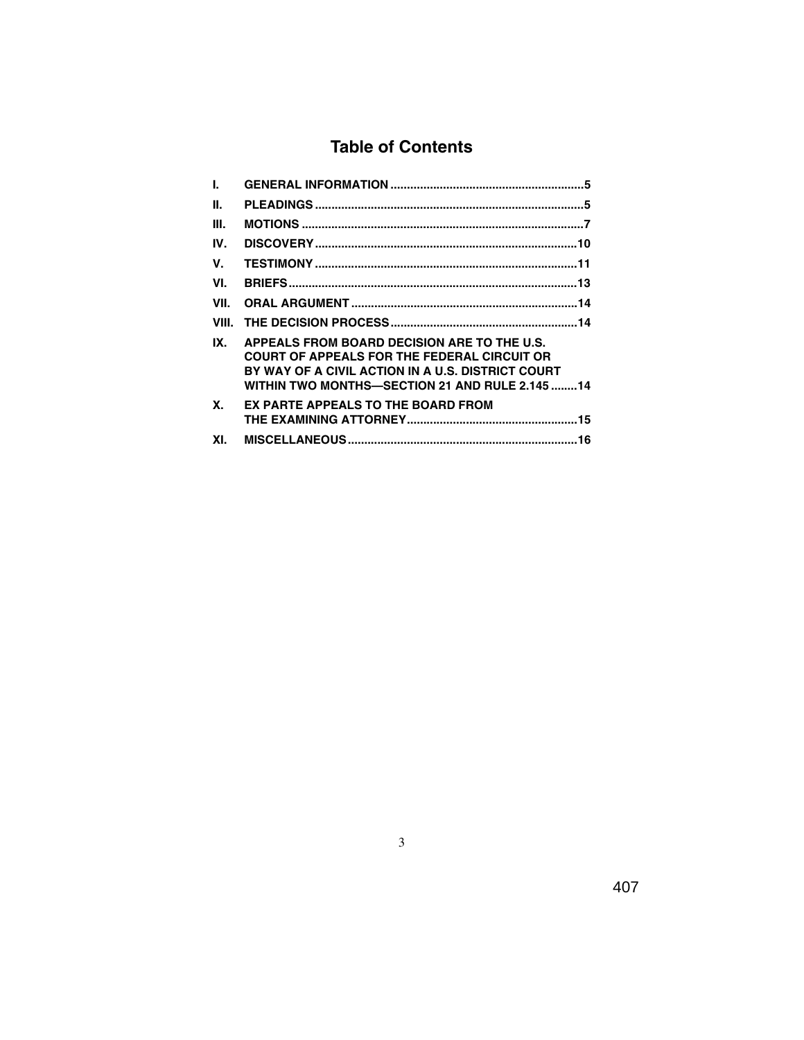# Table of Contents

| | | |
|---|---|---|
| I. | GENERAL INFORMATION | 5 |
| II. | PLEADINGS | 5 |
| III. | MOTIONS | 7 |
| IV. | DISCOVERY | 10 |
| V. | TESTIMONY | 11 |
| VI. | BRIEFS | 13 |
| VII. | ORAL ARGUMENT | 14 |
| VIII. | THE DECISION PROCESS | 14 |
| IX. | APPEALS FROM BOARD DECISION ARE TO THE U.S. COURT OF APPEALS FOR THE FEDERAL CIRCUIT OR BY WAY OF A CIVIL ACTION IN A U.S. DISTRICT COURT WITHIN TWO MONTHS—SECTION 21 AND RULE 2.145 | 14 |
| X. | EX PARTE APPEALS TO THE BOARD FROM THE EXAMINING ATTORNEY | 15 |
| XI. | MISCELLANEOUS | 16 |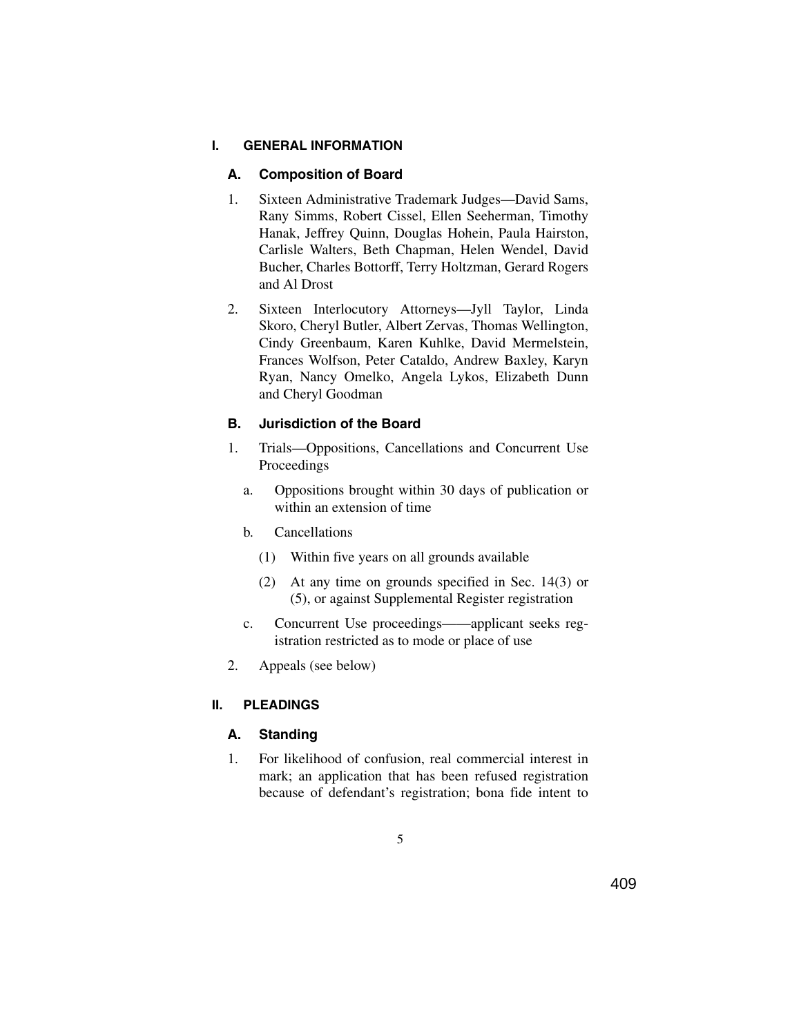## I. GENERAL INFORMATION

### A. Composition of Board

1. Sixteen Administrative Trademark Judges—David Sams, Rany Simms, Robert Cissel, Ellen Seeherman, Timothy Hanak, Jeffrey Quinn, Douglas Hohein, Paula Hairston, Carlisle Walters, Beth Chapman, Helen Wendel, David Bucher, Charles Bottorff, Terry Holtzman, Gerard Rogers and Al Drost

2. Sixteen Interlocutory Attorneys—Jyll Taylor, Linda Skoro, Cheryl Butler, Albert Zervas, Thomas Wellington, Cindy Greenbaum, Karen Kuhlke, David Mermelstein, Frances Wolfson, Peter Cataldo, Andrew Baxley, Karyn Ryan, Nancy Omelko, Angela Lykos, Elizabeth Dunn and Cheryl Goodman

### B. Jurisdiction of the Board

1. Trials—Oppositions, Cancellations and Concurrent Use Proceedings
   - a. Oppositions brought within 30 days of publication or within an extension of time
   - b. Cancellations
     - (1) Within five years on all grounds available
     - (2) At any time on grounds specified in Sec. 14(3) or (5), or against Supplemental Register registration
   - c. Concurrent Use proceedings——applicant seeks registration restricted as to mode or place of use

2. Appeals (see below)

## II. PLEADINGS

### A. Standing

1. For likelihood of confusion, real commercial interest in mark; an application that has been refused registration because of defendant's registration; bona fide intent to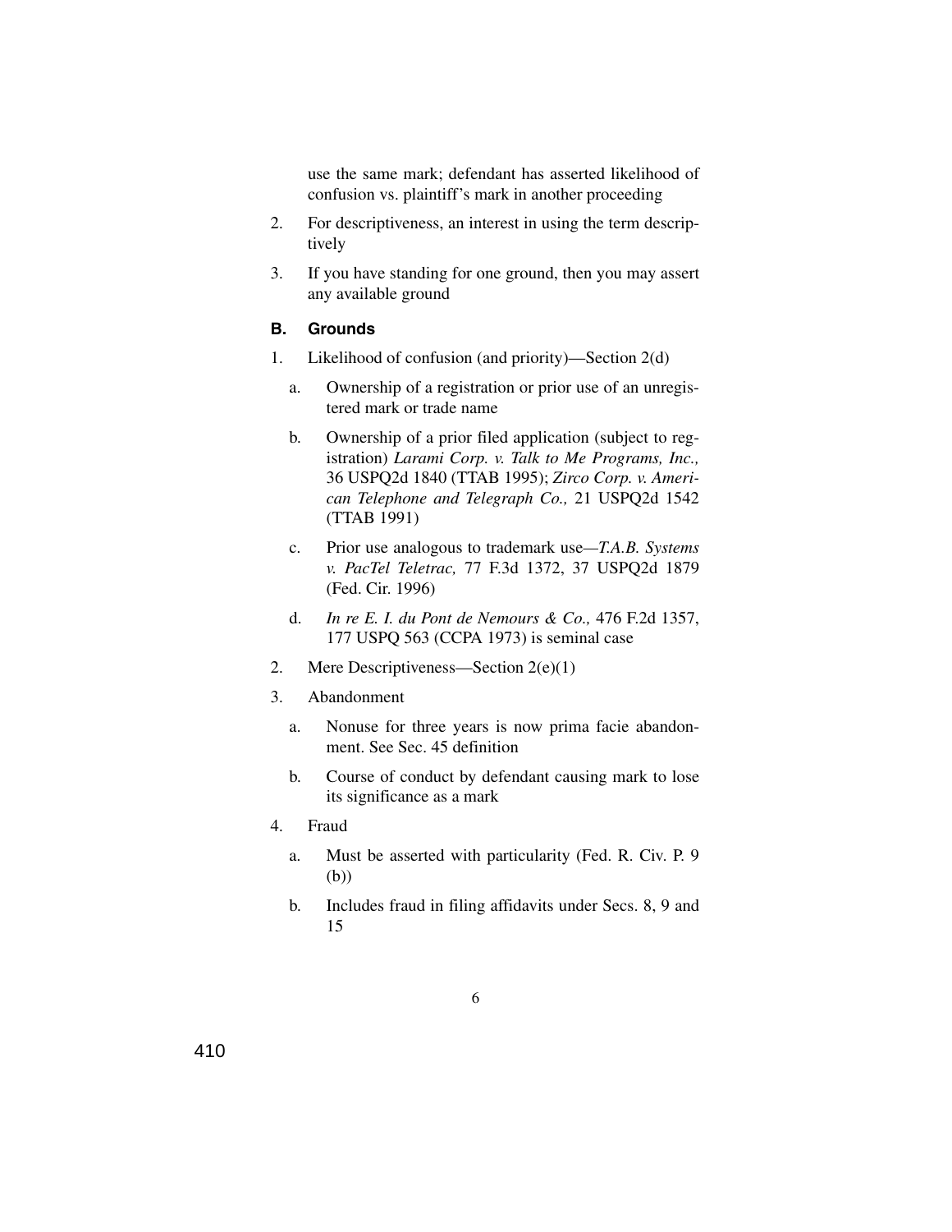use the same mark; defendant has asserted likelihood of confusion vs. plaintiff's mark in another proceeding

2. For descriptiveness, an interest in using the term descriptively

3. If you have standing for one ground, then you may assert any available ground

### B. Grounds

1. Likelihood of confusion (and priority)—Section 2(d)

   a. Ownership of a registration or prior use of an unregistered mark or trade name

   b. Ownership of a prior filed application (subject to registration) *Larami Corp. v. Talk to Me Programs, Inc.,* 36 USPQ2d 1840 (TTAB 1995); *Zirco Corp. v. American Telephone and Telegraph Co.,* 21 USPQ2d 1542 (TTAB 1991)

   c. Prior use analogous to trademark use—*T.A.B. Systems v. PacTel Teletrac,* 77 F.3d 1372, 37 USPQ2d 1879 (Fed. Cir. 1996)

   d. *In re E. I. du Pont de Nemours & Co.,* 476 F.2d 1357, 177 USPQ 563 (CCPA 1973) is seminal case

2. Mere Descriptiveness—Section 2(e)(1)

3. Abandonment

   a. Nonuse for three years is now prima facie abandonment. See Sec. 45 definition

   b. Course of conduct by defendant causing mark to lose its significance as a mark

4. Fraud

   a. Must be asserted with particularity (Fed. R. Civ. P. 9 (b))

   b. Includes fraud in filing affidavits under Secs. 8, 9 and 15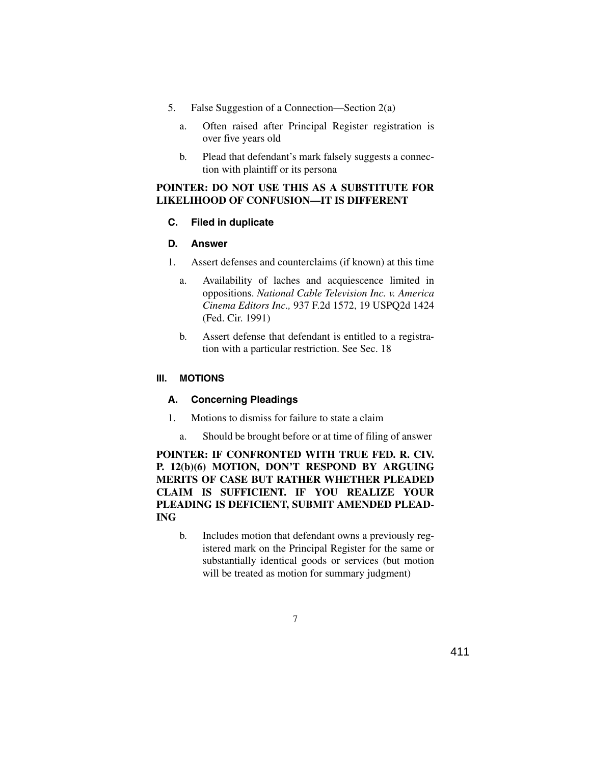5. False Suggestion of a Connection—Section 2(a)

   a. Often raised after Principal Register registration is over five years old

   b. Plead that defendant's mark falsely suggests a connection with plaintiff or its persona

**POINTER: DO NOT USE THIS AS A SUBSTITUTE FOR LIKELIHOOD OF CONFUSION—IT IS DIFFERENT**

### C. Filed in duplicate

### D. Answer

1. Assert defenses and counterclaims (if known) at this time

   a. Availability of laches and acquiescence limited in oppositions. *National Cable Television Inc. v. America Cinema Editors Inc.,* 937 F.2d 1572, 19 USPQ2d 1424 (Fed. Cir. 1991)

   b. Assert defense that defendant is entitled to a registration with a particular restriction. See Sec. 18

## III. MOTIONS

### A. Concerning Pleadings

1. Motions to dismiss for failure to state a claim

   a. Should be brought before or at time of filing of answer

**POINTER: IF CONFRONTED WITH TRUE FED. R. CIV. P. 12(b)(6) MOTION, DON'T RESPOND BY ARGUING MERITS OF CASE BUT RATHER WHETHER PLEADED CLAIM IS SUFFICIENT. IF YOU REALIZE YOUR PLEADING IS DEFICIENT, SUBMIT AMENDED PLEADING**

   b. Includes motion that defendant owns a previously registered mark on the Principal Register for the same or substantially identical goods or services (but motion will be treated as motion for summary judgment)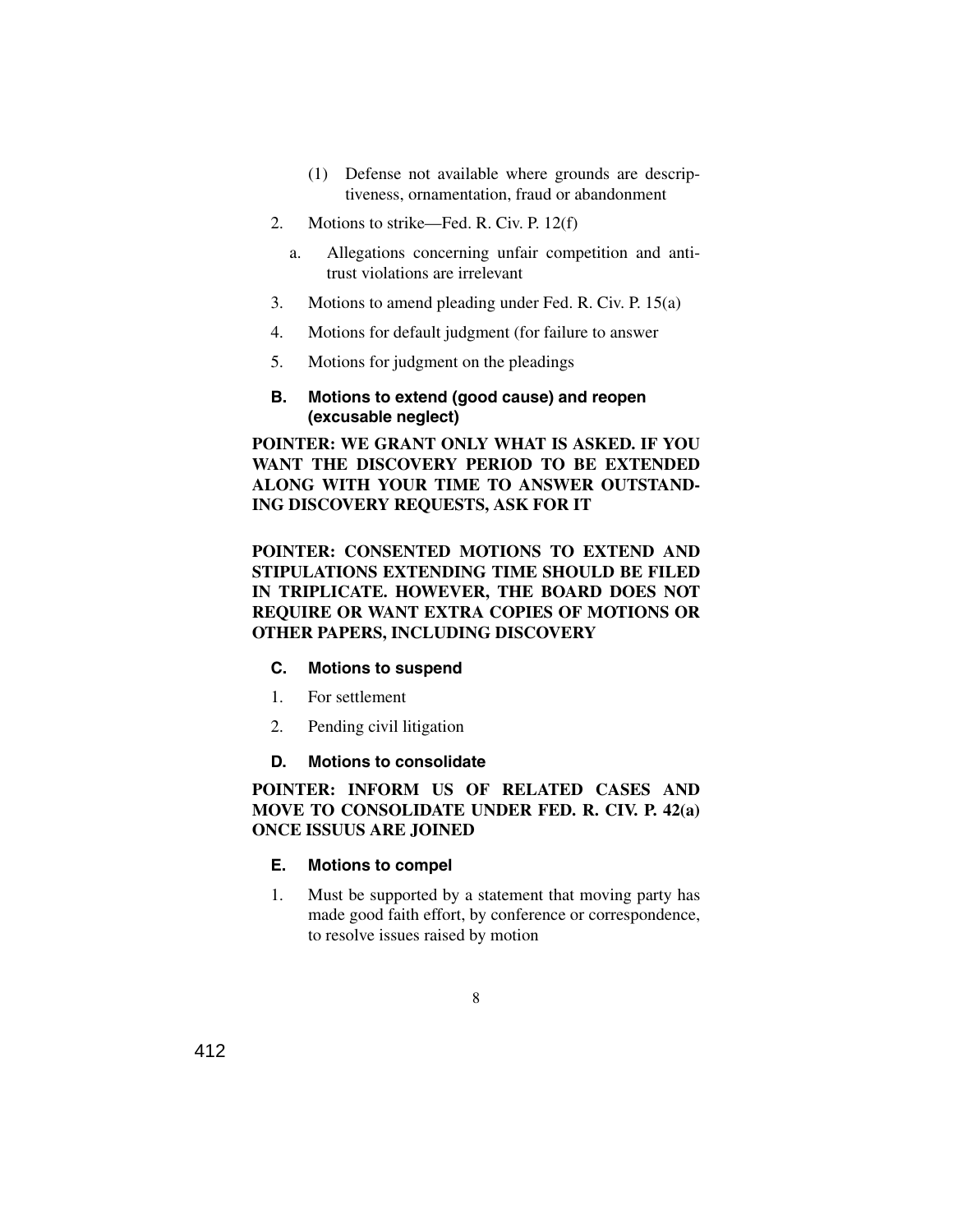(1) Defense not available where grounds are descriptiveness, ornamentation, fraud or abandonment

2. Motions to strike—Fed. R. Civ. P. 12(f)

   a. Allegations concerning unfair competition and antitrust violations are irrelevant

3. Motions to amend pleading under Fed. R. Civ. P. 15(a)

4. Motions for default judgment (for failure to answer

5. Motions for judgment on the pleadings

### B. Motions to extend (good cause) and reopen (excusable neglect)

**POINTER: WE GRANT ONLY WHAT IS ASKED. IF YOU WANT THE DISCOVERY PERIOD TO BE EXTENDED ALONG WITH YOUR TIME TO ANSWER OUTSTANDING DISCOVERY REQUESTS, ASK FOR IT**

**POINTER: CONSENTED MOTIONS TO EXTEND AND STIPULATIONS EXTENDING TIME SHOULD BE FILED IN TRIPLICATE. HOWEVER, THE BOARD DOES NOT REQUIRE OR WANT EXTRA COPIES OF MOTIONS OR OTHER PAPERS, INCLUDING DISCOVERY**

### C. Motions to suspend

1. For settlement

2. Pending civil litigation

### D. Motions to consolidate

**POINTER: INFORM US OF RELATED CASES AND MOVE TO CONSOLIDATE UNDER FED. R. CIV. P. 42(a) ONCE ISSUUS ARE JOINED**

### E. Motions to compel

1. Must be supported by a statement that moving party has made good faith effort, by conference or correspondence, to resolve issues raised by motion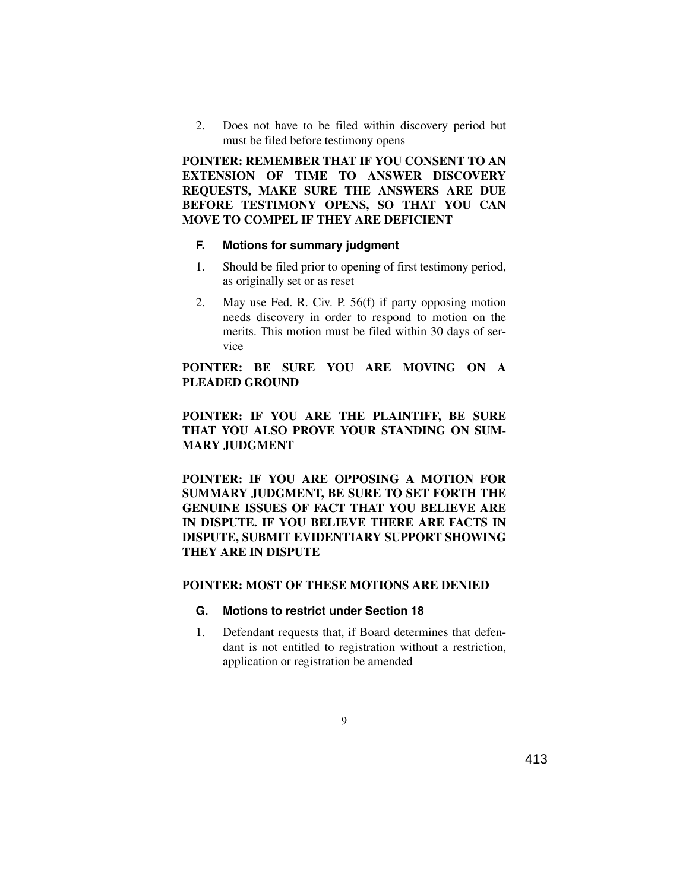2. Does not have to be filed within discovery period but must be filed before testimony opens

**POINTER: REMEMBER THAT IF YOU CONSENT TO AN EXTENSION OF TIME TO ANSWER DISCOVERY REQUESTS, MAKE SURE THE ANSWERS ARE DUE BEFORE TESTIMONY OPENS, SO THAT YOU CAN MOVE TO COMPEL IF THEY ARE DEFICIENT**

### F. Motions for summary judgment

1. Should be filed prior to opening of first testimony period, as originally set or as reset
2. May use Fed. R. Civ. P. 56(f) if party opposing motion needs discovery in order to respond to motion on the merits. This motion must be filed within 30 days of service

**POINTER: BE SURE YOU ARE MOVING ON A PLEADED GROUND**

**POINTER: IF YOU ARE THE PLAINTIFF, BE SURE THAT YOU ALSO PROVE YOUR STANDING ON SUMMARY JUDGMENT**

**POINTER: IF YOU ARE OPPOSING A MOTION FOR SUMMARY JUDGMENT, BE SURE TO SET FORTH THE GENUINE ISSUES OF FACT THAT YOU BELIEVE ARE IN DISPUTE. IF YOU BELIEVE THERE ARE FACTS IN DISPUTE, SUBMIT EVIDENTIARY SUPPORT SHOWING THEY ARE IN DISPUTE**

**POINTER: MOST OF THESE MOTIONS ARE DENIED**

### G. Motions to restrict under Section 18

1. Defendant requests that, if Board determines that defendant is not entitled to registration without a restriction, application or registration be amended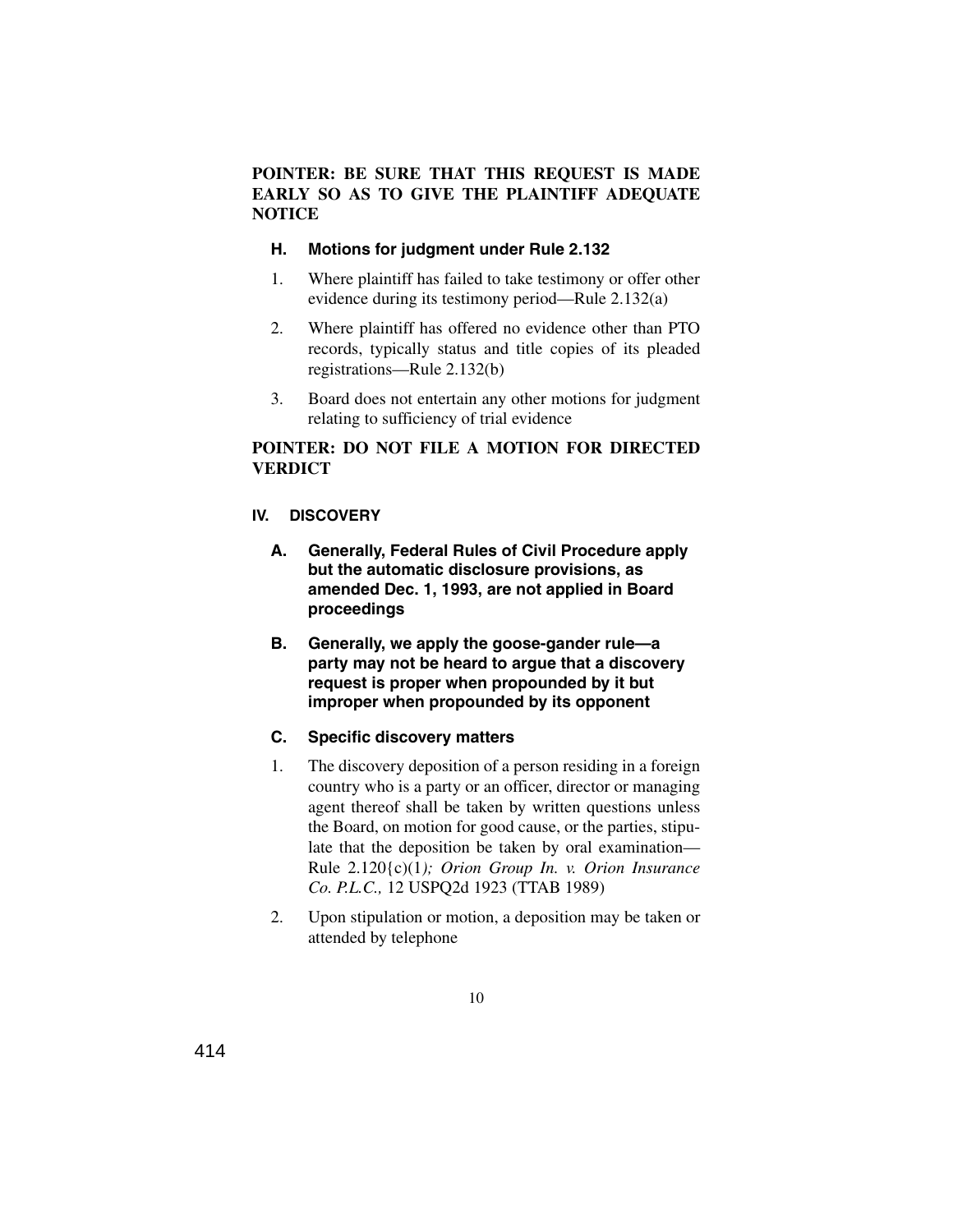**POINTER: BE SURE THAT THIS REQUEST IS MADE EARLY SO AS TO GIVE THE PLAINTIFF ADEQUATE NOTICE**

### H. Motions for judgment under Rule 2.132

1. Where plaintiff has failed to take testimony or offer other evidence during its testimony period—Rule 2.132(a)
2. Where plaintiff has offered no evidence other than PTO records, typically status and title copies of its pleaded registrations—Rule 2.132(b)
3. Board does not entertain any other motions for judgment relating to sufficiency of trial evidence

**POINTER: DO NOT FILE A MOTION FOR DIRECTED VERDICT**

## IV. DISCOVERY

### A. Generally, Federal Rules of Civil Procedure apply but the automatic disclosure provisions, as amended Dec. 1, 1993, are not applied in Board proceedings

### B. Generally, we apply the goose-gander rule—a party may not be heard to argue that a discovery request is proper when propounded by it but improper when propounded by its opponent

### C. Specific discovery matters

1. The discovery deposition of a person residing in a foreign country who is a party or an officer, director or managing agent thereof shall be taken by written questions unless the Board, on motion for good cause, or the parties, stipulate that the deposition be taken by oral examination—Rule 2.120{c)(1*); Orion Group In. v. Orion Insurance Co. P.L.C.,* 12 USPQ2d 1923 (TTAB 1989)
2. Upon stipulation or motion, a deposition may be taken or attended by telephone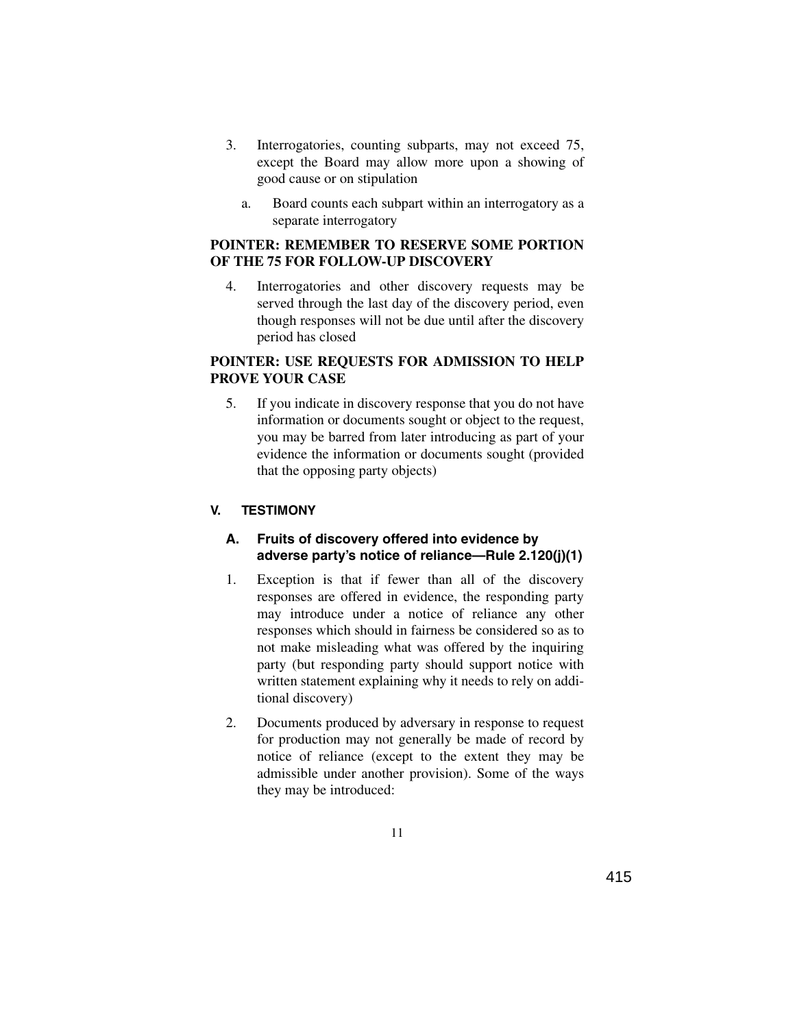3. Interrogatories, counting subparts, may not exceed 75, except the Board may allow more upon a showing of good cause or on stipulation

   a. Board counts each subpart within an interrogatory as a separate interrogatory

**POINTER: REMEMBER TO RESERVE SOME PORTION OF THE 75 FOR FOLLOW-UP DISCOVERY**

4. Interrogatories and other discovery requests may be served through the last day of the discovery period, even though responses will not be due until after the discovery period has closed

**POINTER: USE REQUESTS FOR ADMISSION TO HELP PROVE YOUR CASE**

5. If you indicate in discovery response that you do not have information or documents sought or object to the request, you may be barred from later introducing as part of your evidence the information or documents sought (provided that the opposing party objects)

## V. TESTIMONY

### A. Fruits of discovery offered into evidence by adverse party's notice of reliance—Rule 2.120(j)(1)

1. Exception is that if fewer than all of the discovery responses are offered in evidence, the responding party may introduce under a notice of reliance any other responses which should in fairness be considered so as to not make misleading what was offered by the inquiring party (but responding party should support notice with written statement explaining why it needs to rely on additional discovery)

2. Documents produced by adversary in response to request for production may not generally be made of record by notice of reliance (except to the extent they may be admissible under another provision). Some of the ways they may be introduced: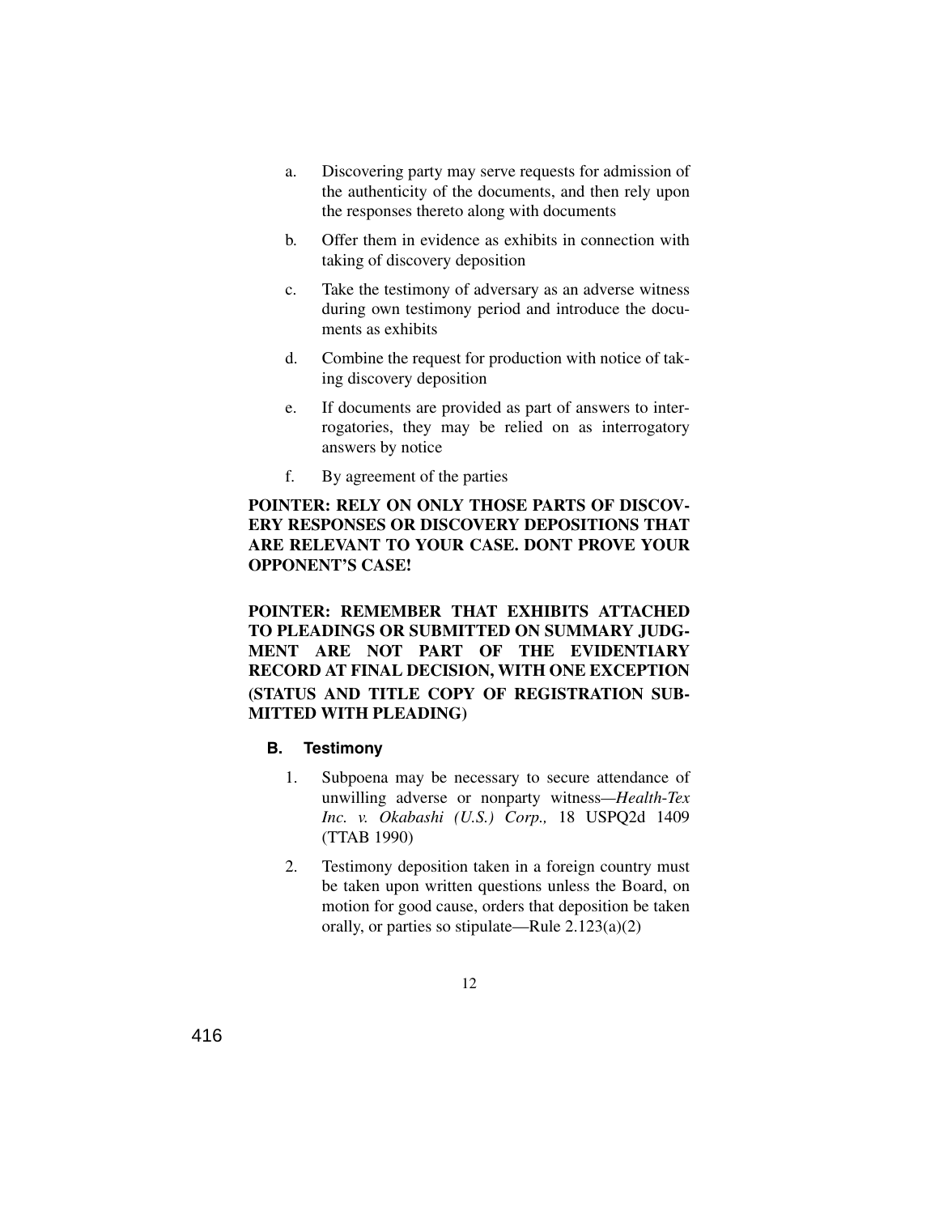a. Discovering party may serve requests for admission of the authenticity of the documents, and then rely upon the responses thereto along with documents

b. Offer them in evidence as exhibits in connection with taking of discovery deposition

c. Take the testimony of adversary as an adverse witness during own testimony period and introduce the documents as exhibits

d. Combine the request for production with notice of taking discovery deposition

e. If documents are provided as part of answers to interrogatories, they may be relied on as interrogatory answers by notice

f. By agreement of the parties

**POINTER: RELY ON ONLY THOSE PARTS OF DISCOVERY RESPONSES OR DISCOVERY DEPOSITIONS THAT ARE RELEVANT TO YOUR CASE. DONT PROVE YOUR OPPONENT'S CASE!**

**POINTER: REMEMBER THAT EXHIBITS ATTACHED TO PLEADINGS OR SUBMITTED ON SUMMARY JUDGMENT ARE NOT PART OF THE EVIDENTIARY RECORD AT FINAL DECISION, WITH ONE EXCEPTION (STATUS AND TITLE COPY OF REGISTRATION SUBMITTED WITH PLEADING)**

### B. Testimony

1. Subpoena may be necessary to secure attendance of unwilling adverse or nonparty witness—*Health-Tex Inc. v. Okabashi (U.S.) Corp.,* 18 USPQ2d 1409 (TTAB 1990)

2. Testimony deposition taken in a foreign country must be taken upon written questions unless the Board, on motion for good cause, orders that deposition be taken orally, or parties so stipulate—Rule 2.123(a)(2)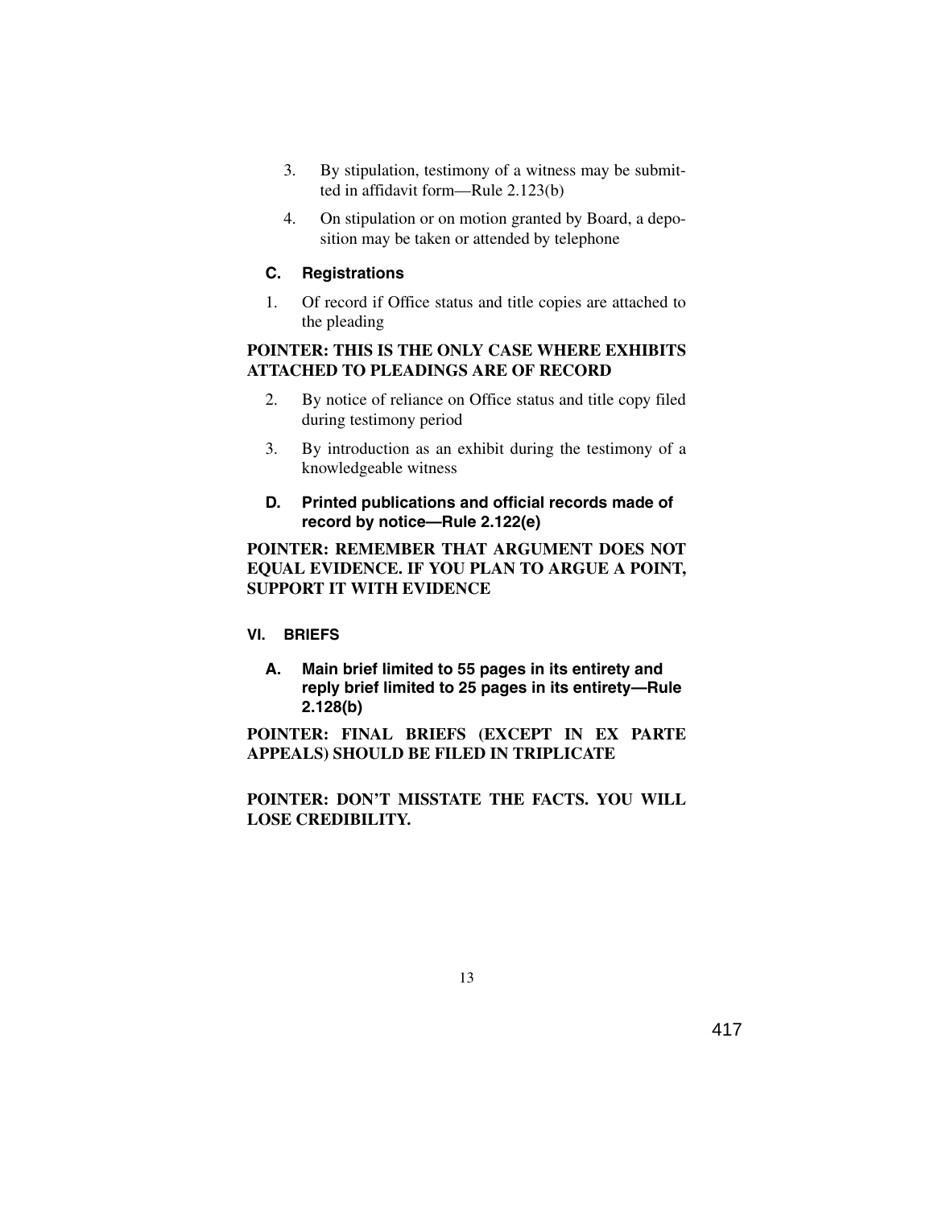3. By stipulation, testimony of a witness may be submitted in affidavit form—Rule 2.123(b)

4. On stipulation or on motion granted by Board, a deposition may be taken or attended by telephone

### C. Registrations

1. Of record if Office status and title copies are attached to the pleading

**POINTER: THIS IS THE ONLY CASE WHERE EXHIBITS ATTACHED TO PLEADINGS ARE OF RECORD**

2. By notice of reliance on Office status and title copy filed during testimony period

3. By introduction as an exhibit during the testimony of a knowledgeable witness

### D. Printed publications and official records made of record by notice—Rule 2.122(e)

**POINTER: REMEMBER THAT ARGUMENT DOES NOT EQUAL EVIDENCE. IF YOU PLAN TO ARGUE A POINT, SUPPORT IT WITH EVIDENCE**

## VI. BRIEFS

### A. Main brief limited to 55 pages in its entirety and reply brief limited to 25 pages in its entirety—Rule 2.128(b)

**POINTER: FINAL BRIEFS (EXCEPT IN EX PARTE APPEALS) SHOULD BE FILED IN TRIPLICATE**

**POINTER: DON'T MISSTATE THE FACTS. YOU WILL LOSE CREDIBILITY.**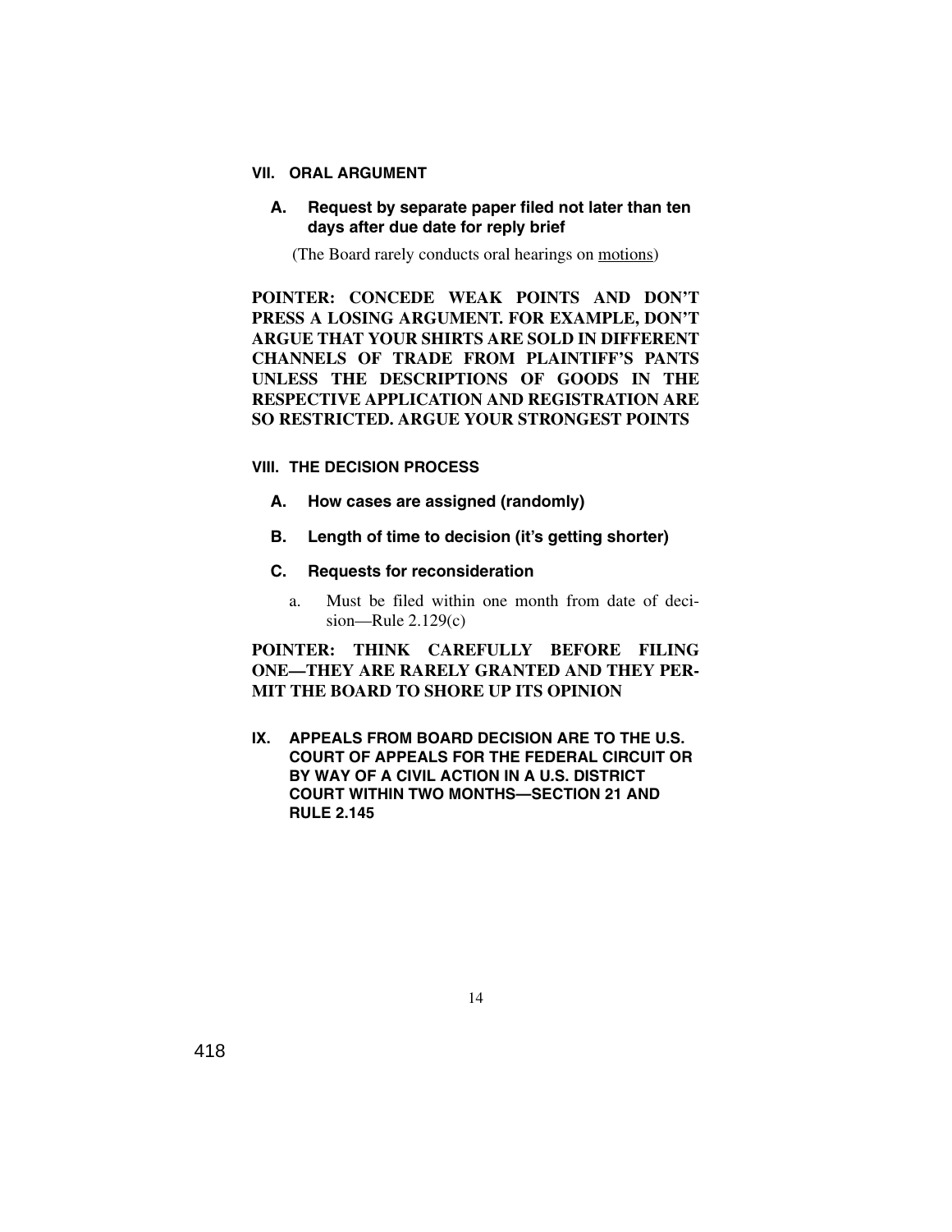## VII. ORAL ARGUMENT

### A. Request by separate paper filed not later than ten days after due date for reply brief

(The Board rarely conducts oral hearings on motions)

**POINTER: CONCEDE WEAK POINTS AND DON'T PRESS A LOSING ARGUMENT. FOR EXAMPLE, DON'T ARGUE THAT YOUR SHIRTS ARE SOLD IN DIFFERENT CHANNELS OF TRADE FROM PLAINTIFF'S PANTS UNLESS THE DESCRIPTIONS OF GOODS IN THE RESPECTIVE APPLICATION AND REGISTRATION ARE SO RESTRICTED. ARGUE YOUR STRONGEST POINTS**

## VIII. THE DECISION PROCESS

### A. How cases are assigned (randomly)

### B. Length of time to decision (it's getting shorter)

### C. Requests for reconsideration

a. Must be filed within one month from date of decision—Rule 2.129(c)

**POINTER: THINK CAREFULLY BEFORE FILING ONE—THEY ARE RARELY GRANTED AND THEY PERMIT THE BOARD TO SHORE UP ITS OPINION**

## IX. APPEALS FROM BOARD DECISION ARE TO THE U.S. COURT OF APPEALS FOR THE FEDERAL CIRCUIT OR BY WAY OF A CIVIL ACTION IN A U.S. DISTRICT COURT WITHIN TWO MONTHS—SECTION 21 AND RULE 2.145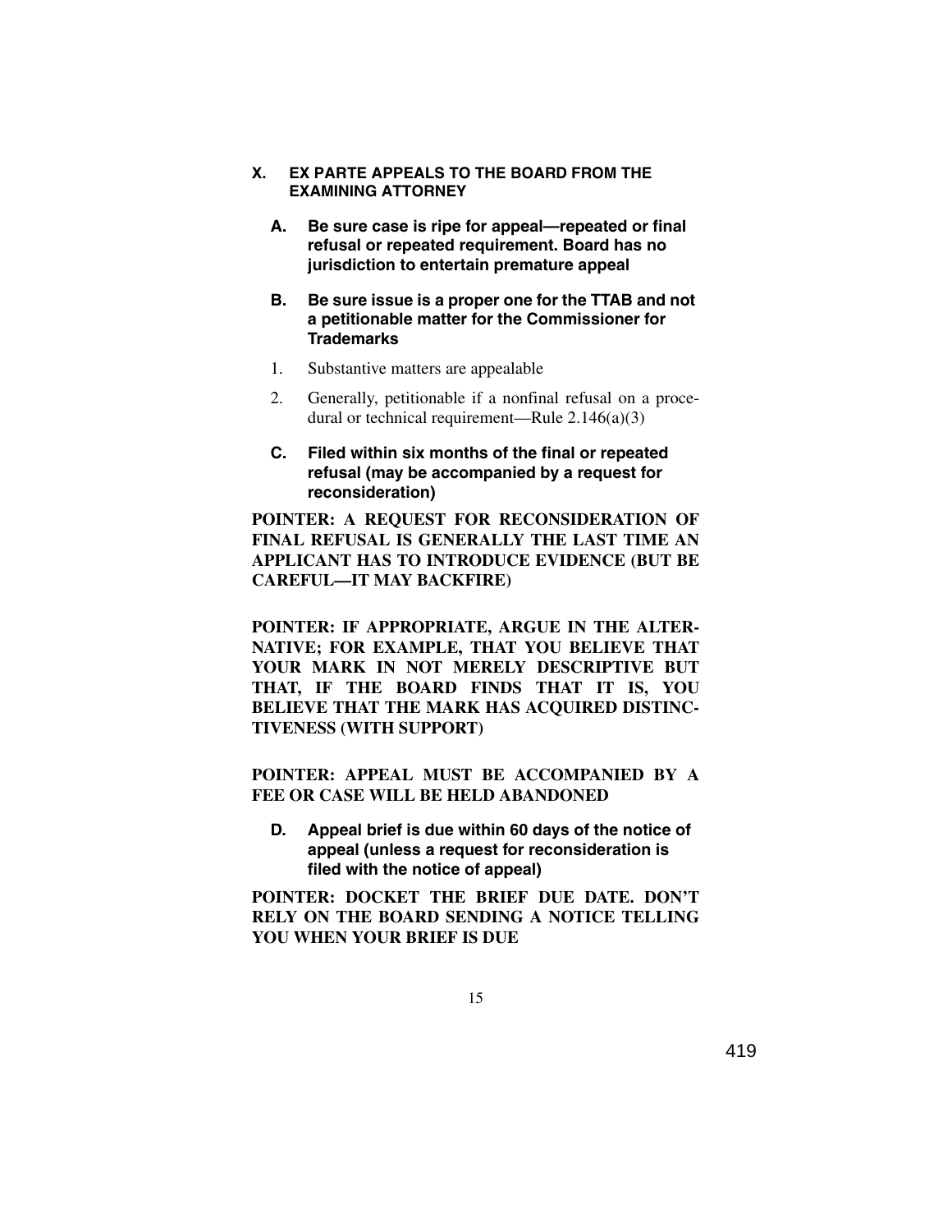## X. EX PARTE APPEALS TO THE BOARD FROM THE EXAMINING ATTORNEY

### A. Be sure case is ripe for appeal—repeated or final refusal or repeated requirement. Board has no jurisdiction to entertain premature appeal

### B. Be sure issue is a proper one for the TTAB and not a petitionable matter for the Commissioner for Trademarks

1. Substantive matters are appealable
2. Generally, petitionable if a nonfinal refusal on a procedural or technical requirement—Rule 2.146(a)(3)

### C. Filed within six months of the final or repeated refusal (may be accompanied by a request for reconsideration)

**POINTER: A REQUEST FOR RECONSIDERATION OF FINAL REFUSAL IS GENERALLY THE LAST TIME AN APPLICANT HAS TO INTRODUCE EVIDENCE (BUT BE CAREFUL—IT MAY BACKFIRE)**

**POINTER: IF APPROPRIATE, ARGUE IN THE ALTERNATIVE; FOR EXAMPLE, THAT YOU BELIEVE THAT YOUR MARK IN NOT MERELY DESCRIPTIVE BUT THAT, IF THE BOARD FINDS THAT IT IS, YOU BELIEVE THAT THE MARK HAS ACQUIRED DISTINCTIVENESS (WITH SUPPORT)**

**POINTER: APPEAL MUST BE ACCOMPANIED BY A FEE OR CASE WILL BE HELD ABANDONED**

### D. Appeal brief is due within 60 days of the notice of appeal (unless a request for reconsideration is filed with the notice of appeal)

**POINTER: DOCKET THE BRIEF DUE DATE. DON'T RELY ON THE BOARD SENDING A NOTICE TELLING YOU WHEN YOUR BRIEF IS DUE**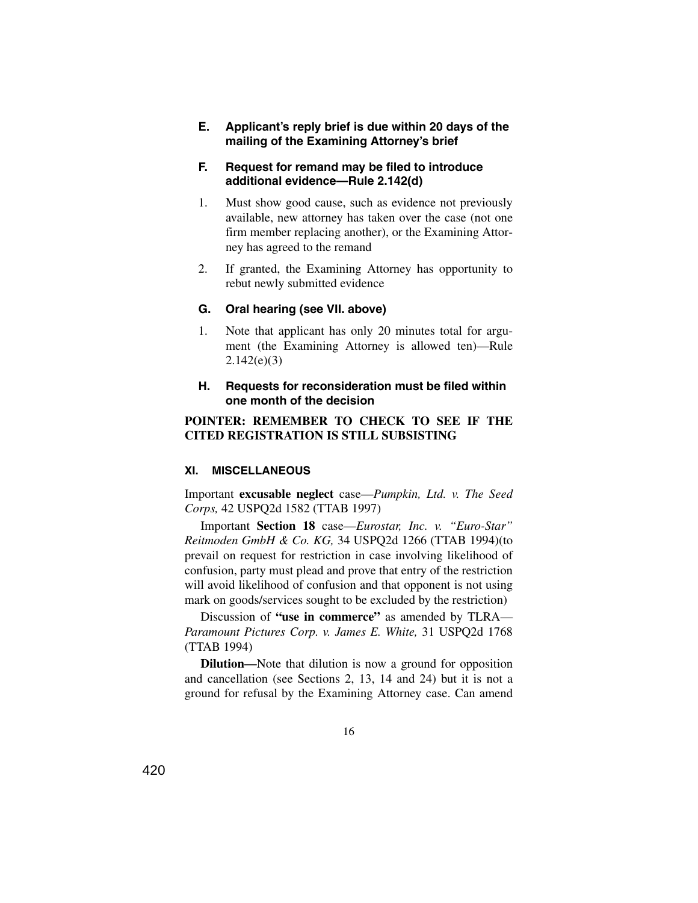### E. Applicant's reply brief is due within 20 days of the mailing of the Examining Attorney's brief

### F. Request for remand may be filed to introduce additional evidence—Rule 2.142(d)

1. Must show good cause, such as evidence not previously available, new attorney has taken over the case (not one firm member replacing another), or the Examining Attorney has agreed to the remand
2. If granted, the Examining Attorney has opportunity to rebut newly submitted evidence

### G. Oral hearing (see VII. above)

1. Note that applicant has only 20 minutes total for argument (the Examining Attorney is allowed ten)—Rule 2.142(e)(3)

### H. Requests for reconsideration must be filed within one month of the decision

**POINTER: REMEMBER TO CHECK TO SEE IF THE CITED REGISTRATION IS STILL SUBSISTING**

## XI. MISCELLANEOUS

Important **excusable neglect** case—*Pumpkin, Ltd. v. The Seed Corps,* 42 USPQ2d 1582 (TTAB 1997)

Important **Section 18** case—*Eurostar, Inc. v. "Euro-Star" Reitmoden GmbH & Co. KG,* 34 USPQ2d 1266 (TTAB 1994)(to prevail on request for restriction in case involving likelihood of confusion, party must plead and prove that entry of the restriction will avoid likelihood of confusion and that opponent is not using mark on goods/services sought to be excluded by the restriction)

Discussion of **"use in commerce"** as amended by TLRA—*Paramount Pictures Corp. v. James E. White,* 31 USPQ2d 1768 (TTAB 1994)

**Dilution—**Note that dilution is now a ground for opposition and cancellation (see Sections 2, 13, 14 and 24) but it is not a ground for refusal by the Examining Attorney case. Can amend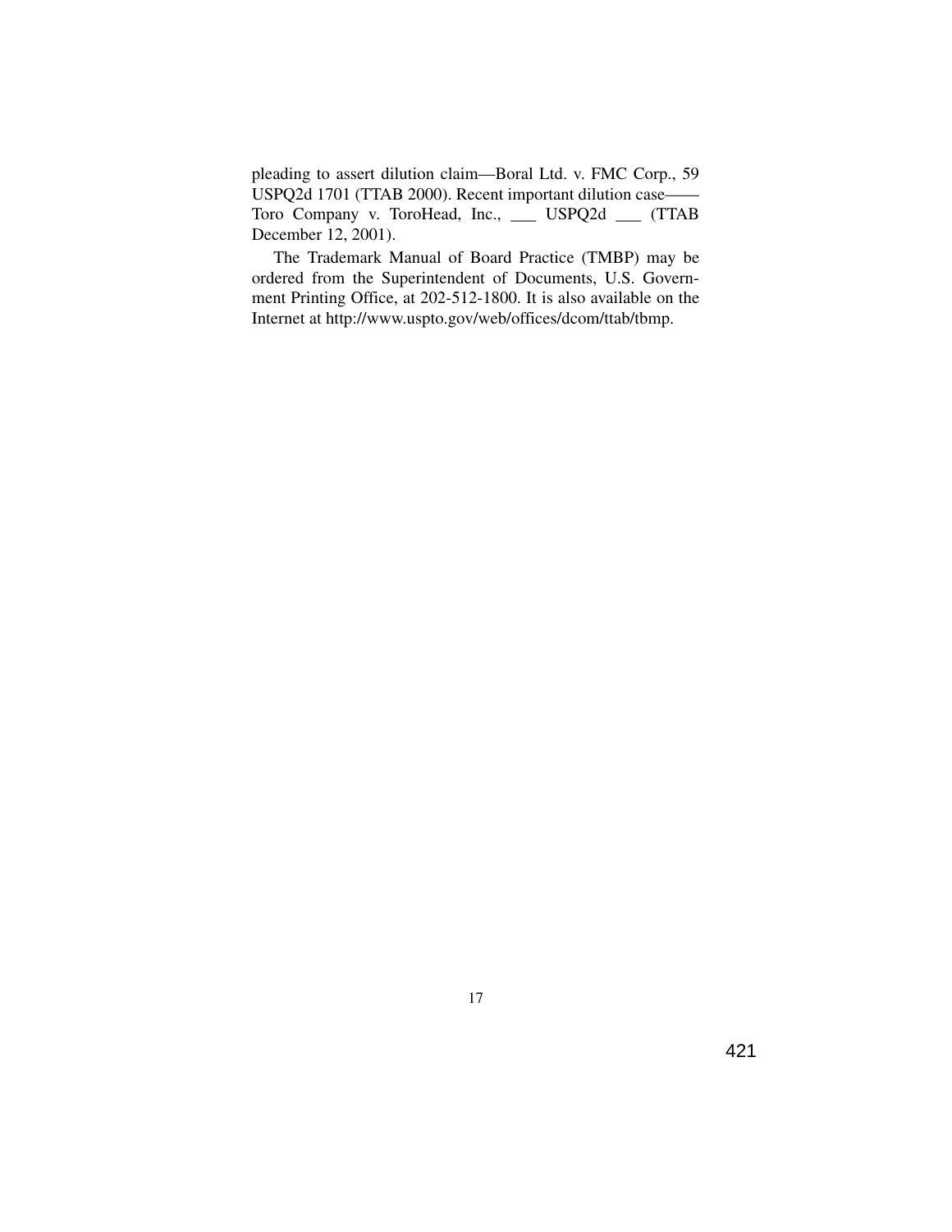pleading to assert dilution claim—Boral Ltd. v. FMC Corp., 59 USPQ2d 1701 (TTAB 2000). Recent important dilution case—— Toro Company v. ToroHead, Inc., ___ USPQ2d ___ (TTAB December 12, 2001).

The Trademark Manual of Board Practice (TMBP) may be ordered from the Superintendent of Documents, U.S. Government Printing Office, at 202-512-1800. It is also available on the Internet at http://www.uspto.gov/web/offices/dcom/ttab/tbmp.